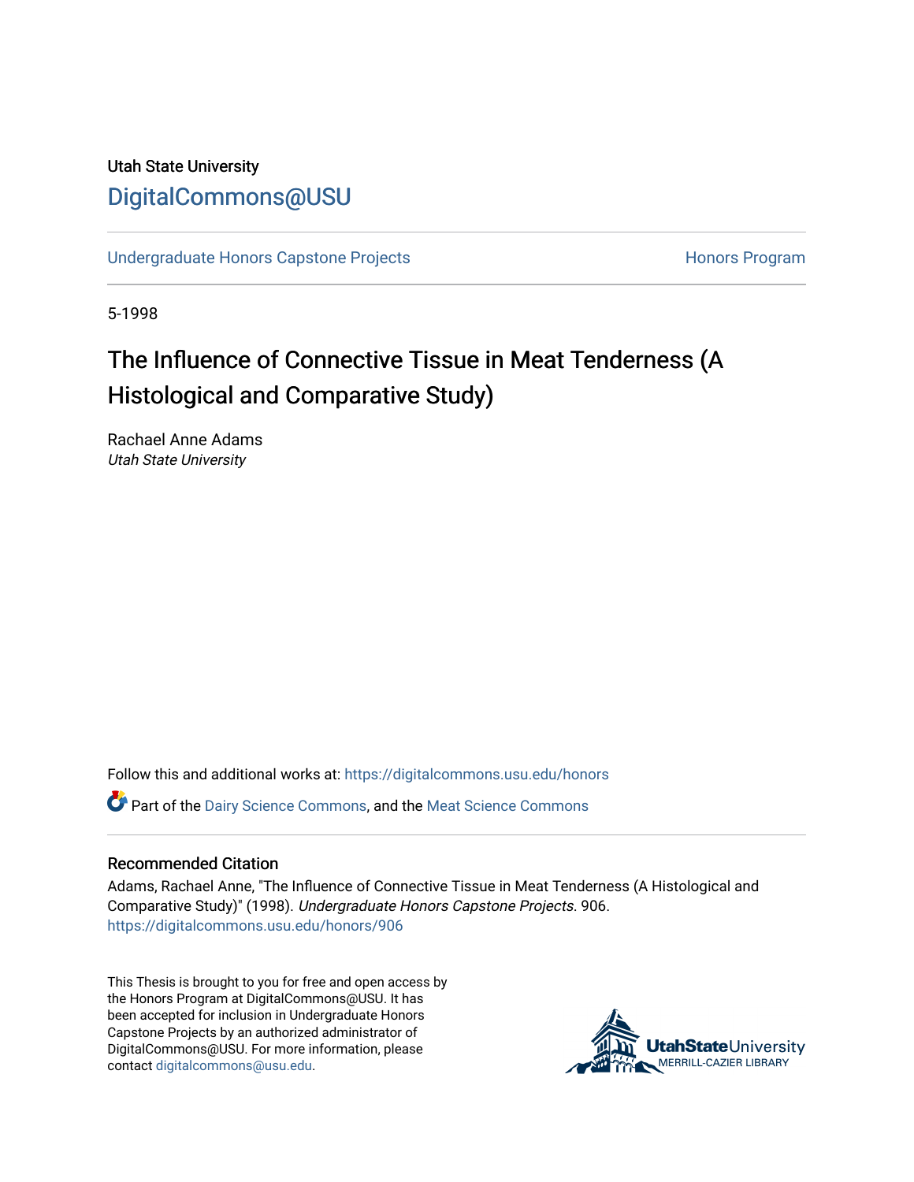Utah State University

DigitalCommons@USU

Undergraduate Honors Capstone Projects | Honors Program

5-1998

# The Influence of Connective Tissue in Meat Tenderness (A Histological and Comparative Study)

Rachael Anne Adams
*Utah State University*

Follow this and additional works at: https://digitalcommons.usu.edu/honors

Part of the Dairy Science Commons, and the Meat Science Commons

### Recommended Citation

Adams, Rachael Anne, "The Influence of Connective Tissue in Meat Tenderness (A Histological and Comparative Study)" (1998). *Undergraduate Honors Capstone Projects*. 906.
https://digitalcommons.usu.edu/honors/906

This Thesis is brought to you for free and open access by the Honors Program at DigitalCommons@USU. It has been accepted for inclusion in Undergraduate Honors Capstone Projects by an authorized administrator of DigitalCommons@USU. For more information, please contact digitalcommons@usu.edu.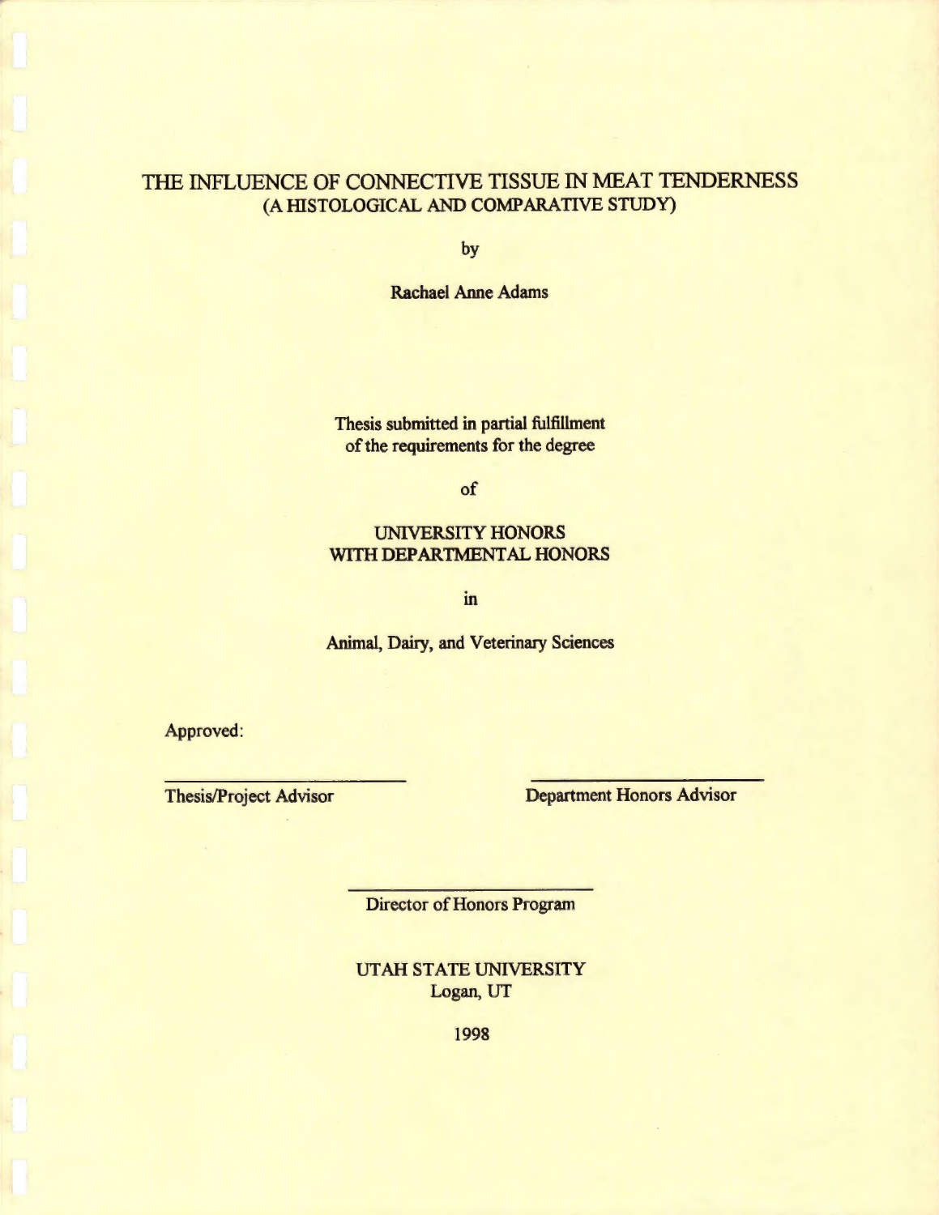# THE INFLUENCE OF CONNECTIVE TISSUE IN MEAT TENDERNESS
## (A HISTOLOGICAL AND COMPARATIVE STUDY)

by

Rachael Anne Adams

Thesis submitted in partial fulfillment
of the requirements for the degree

of

UNIVERSITY HONORS
WITH DEPARTMENTAL HONORS

in

Animal, Dairy, and Veterinary Sciences

Approved:

Thesis/Project Advisor

Department Honors Advisor

Director of Honors Program

UTAH STATE UNIVERSITY
Logan, UT

1998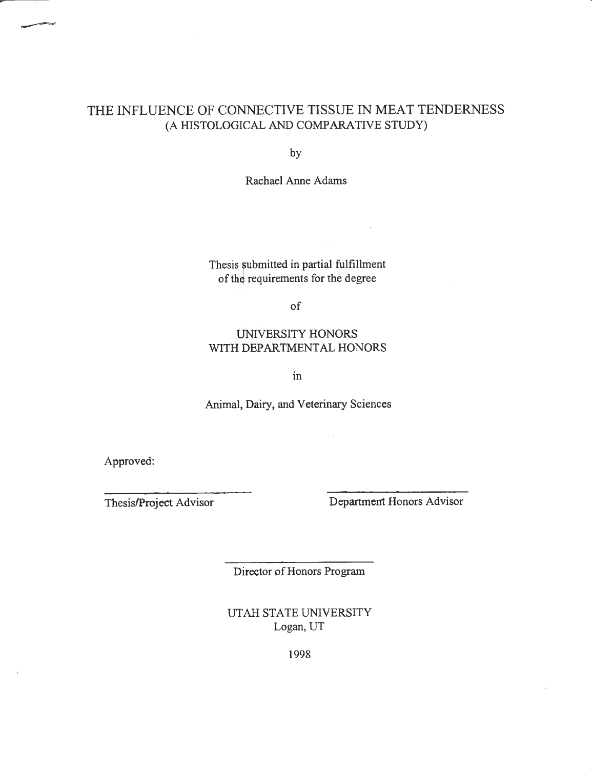# THE INFLUENCE OF CONNECTIVE TISSUE IN MEAT TENDERNESS
## (A HISTOLOGICAL AND COMPARATIVE STUDY)

by

Rachael Anne Adams

Thesis submitted in partial fulfillment
of the requirements for the degree

of

UNIVERSITY HONORS
WITH DEPARTMENTAL HONORS

in

Animal, Dairy, and Veterinary Sciences

Approved:

Thesis/Project Advisor

Department Honors Advisor

Director of Honors Program

UTAH STATE UNIVERSITY
Logan, UT

1998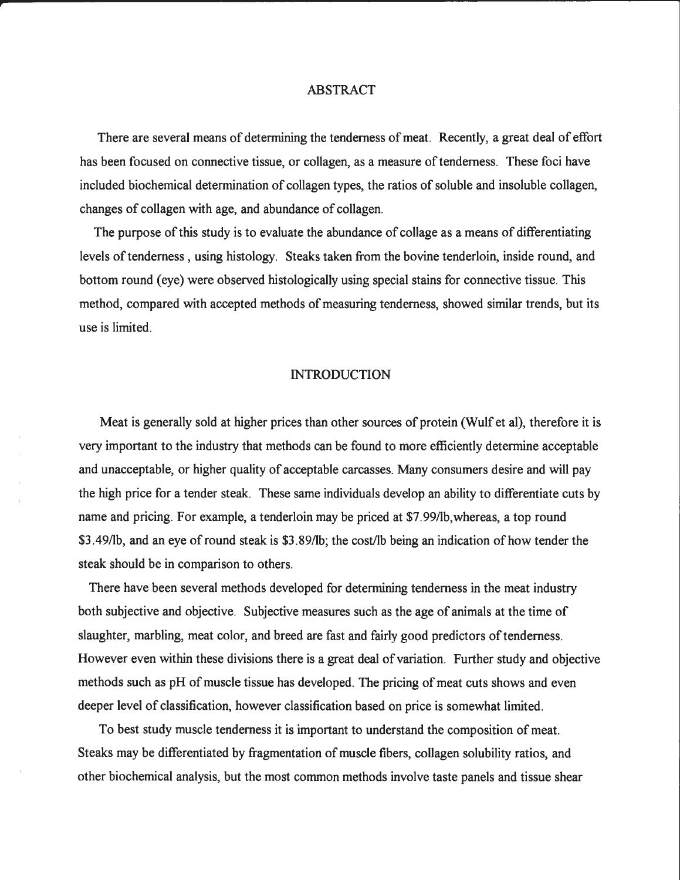## ABSTRACT

There are several means of determining the tenderness of meat. Recently, a great deal of effort has been focused on connective tissue, or collagen, as a measure of tenderness. These foci have included biochemical determination of collagen types, the ratios of soluble and insoluble collagen, changes of collagen with age, and abundance of collagen.

The purpose of this study is to evaluate the abundance of collage as a means of differentiating levels of tenderness , using histology. Steaks taken from the bovine tenderloin, inside round, and bottom round (eye) were observed histologically using special stains for connective tissue. This method, compared with accepted methods of measuring tenderness, showed similar trends, but its use is limited.

## INTRODUCTION

Meat is generally sold at higher prices than other sources of protein (Wulf et al), therefore it is very important to the industry that methods can be found to more efficiently determine acceptable and unacceptable, or higher quality of acceptable carcasses. Many consumers desire and will pay the high price for a tender steak. These same individuals develop an ability to differentiate cuts by name and pricing. For example, a tenderloin may be priced at $7.99/lb,whereas, a top round $3.49/lb, and an eye of round steak is $3.89/lb; the cost/lb being an indication of how tender the steak should be in comparison to others.

There have been several methods developed for determining tenderness in the meat industry both subjective and objective. Subjective measures such as the age of animals at the time of slaughter, marbling, meat color, and breed are fast and fairly good predictors of tenderness. However even within these divisions there is a great deal of variation. Further study and objective methods such as pH of muscle tissue has developed. The pricing of meat cuts shows and even deeper level of classification, however classification based on price is somewhat limited.

To best study muscle tenderness it is important to understand the composition of meat. Steaks may be differentiated by fragmentation of muscle fibers, collagen solubility ratios, and other biochemical analysis, but the most common methods involve taste panels and tissue shear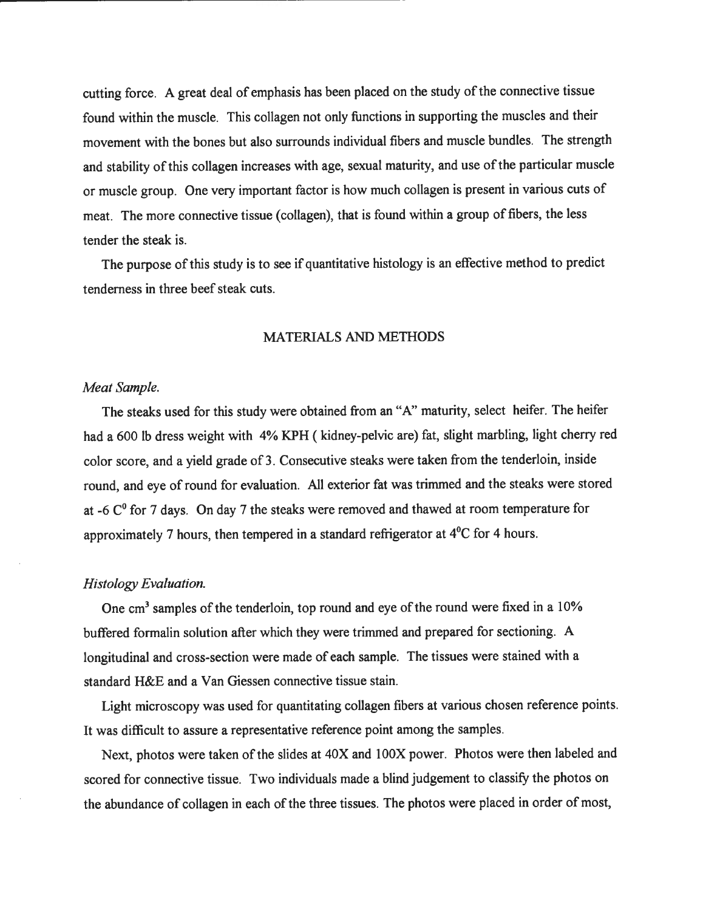cutting force. A great deal of emphasis has been placed on the study of the connective tissue found within the muscle. This collagen not only functions in supporting the muscles and their movement with the bones but also surrounds individual fibers and muscle bundles. The strength and stability of this collagen increases with age, sexual maturity, and use of the particular muscle or muscle group. One very important factor is how much collagen is present in various cuts of meat. The more connective tissue (collagen), that is found within a group of fibers, the less tender the steak is.

The purpose of this study is to see if quantitative histology is an effective method to predict tenderness in three beef steak cuts.

## MATERIALS AND METHODS

*Meat Sample.*

The steaks used for this study were obtained from an "A" maturity, select heifer. The heifer had a 600 lb dress weight with 4% KPH ( kidney-pelvic are) fat, slight marbling, light cherry red color score, and a yield grade of 3. Consecutive steaks were taken from the tenderloin, inside round, and eye of round for evaluation. All exterior fat was trimmed and the steaks were stored at -6 $C^0$ for 7 days. On day 7 the steaks were removed and thawed at room temperature for approximately 7 hours, then tempered in a standard refrigerator at $4^0$C for 4 hours.

*Histology Evaluation.*

One $cm^3$ samples of the tenderloin, top round and eye of the round were fixed in a 10% buffered formalin solution after which they were trimmed and prepared for sectioning. A longitudinal and cross-section were made of each sample. The tissues were stained with a standard H&E and a Van Giessen connective tissue stain.

Light microscopy was used for quantitating collagen fibers at various chosen reference points. It was difficult to assure a representative reference point among the samples.

Next, photos were taken of the slides at 40X and 100X power. Photos were then labeled and scored for connective tissue. Two individuals made a blind judgement to classify the photos on the abundance of collagen in each of the three tissues. The photos were placed in order of most,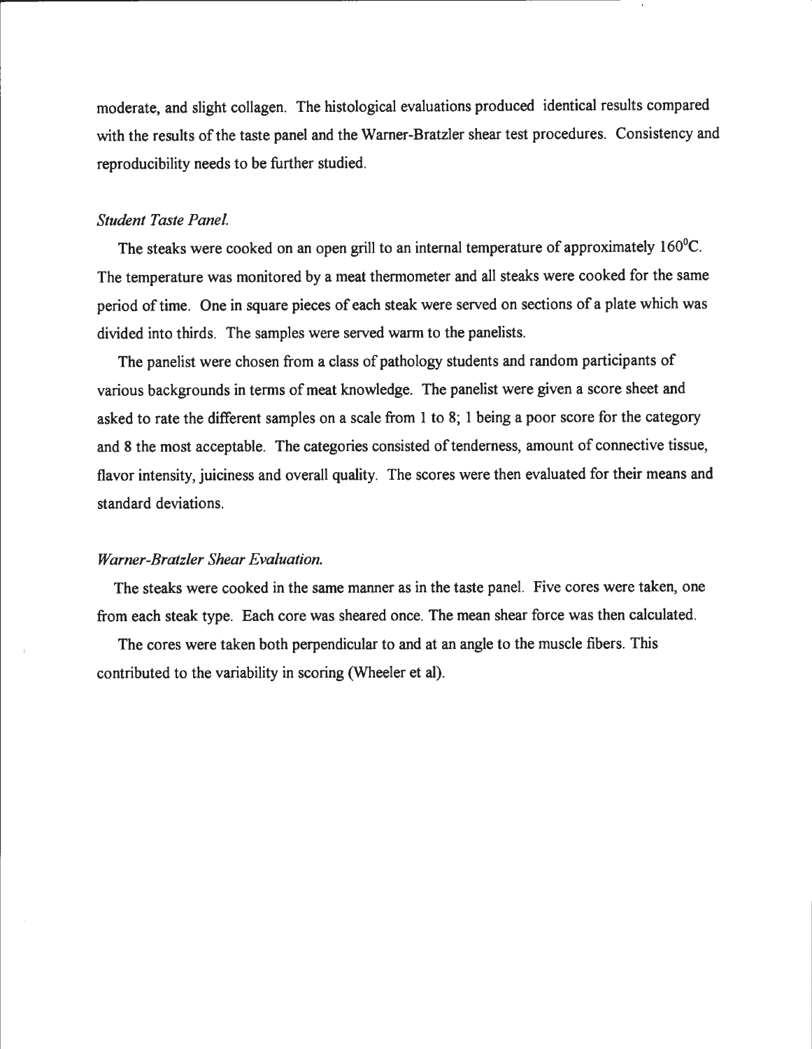moderate, and slight collagen. The histological evaluations produced identical results compared with the results of the taste panel and the Warner-Bratzler shear test procedures. Consistency and reproducibility needs to be further studied.

*Student Taste Panel.*

The steaks were cooked on an open grill to an internal temperature of approximately $160^0$C. The temperature was monitored by a meat thermometer and all steaks were cooked for the same period of time. One in square pieces of each steak were served on sections of a plate which was divided into thirds. The samples were served warm to the panelists.

The panelist were chosen from a class of pathology students and random participants of various backgrounds in terms of meat knowledge. The panelist were given a score sheet and asked to rate the different samples on a scale from 1 to 8; 1 being a poor score for the category and 8 the most acceptable. The categories consisted of tenderness, amount of connective tissue, flavor intensity, juiciness and overall quality. The scores were then evaluated for their means and standard deviations.

*Warner-Bratzler Shear Evaluation.*

The steaks were cooked in the same manner as in the taste panel. Five cores were taken, one from each steak type. Each core was sheared once. The mean shear force was then calculated.

The cores were taken both perpendicular to and at an angle to the muscle fibers. This contributed to the variability in scoring (Wheeler et al).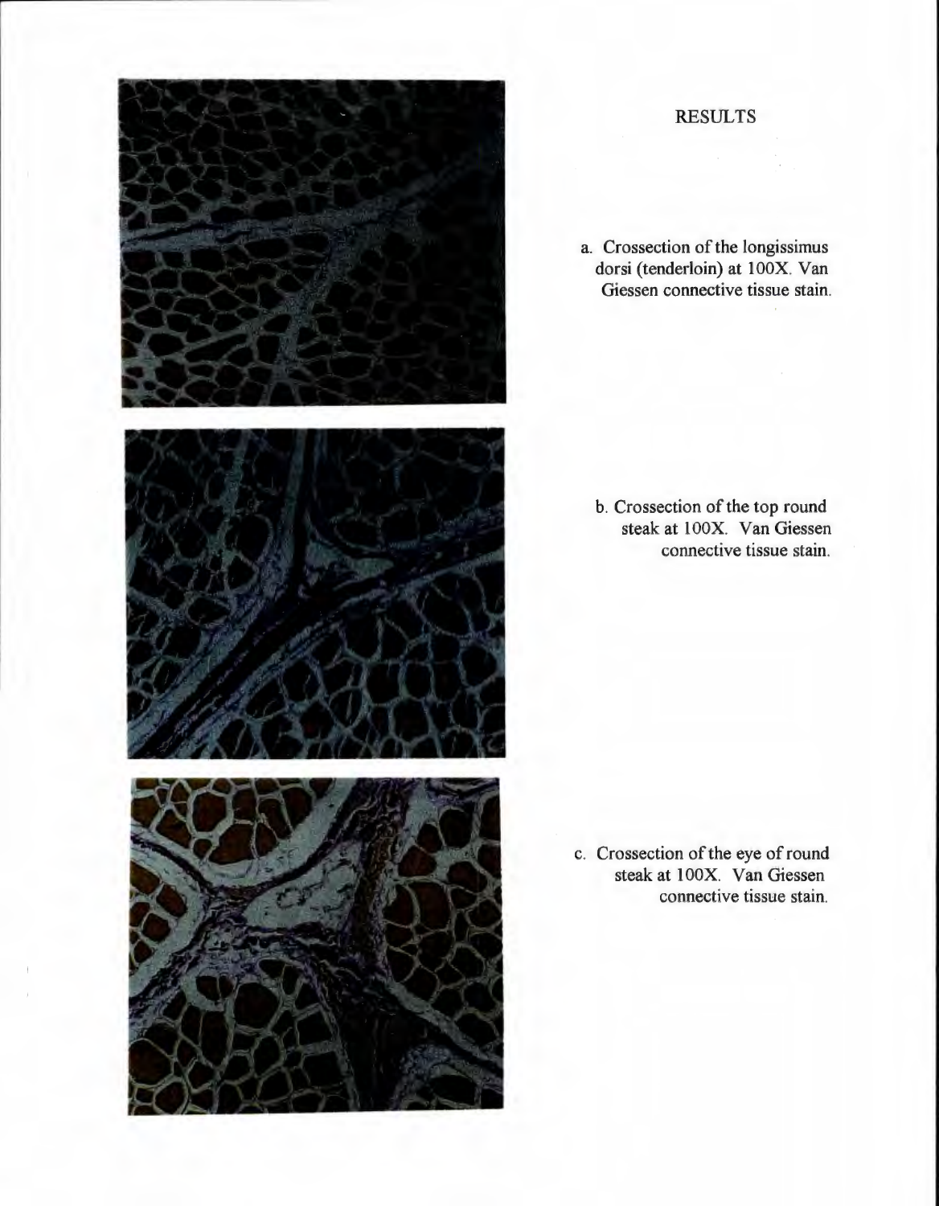## RESULTS

a. Crossection of the longissimus dorsi (tenderloin) at 100X. Van Giessen connective tissue stain.

b. Crossection of the top round steak at 100X. Van Giessen connective tissue stain.

c. Crossection of the eye of round steak at 100X. Van Giessen connective tissue stain.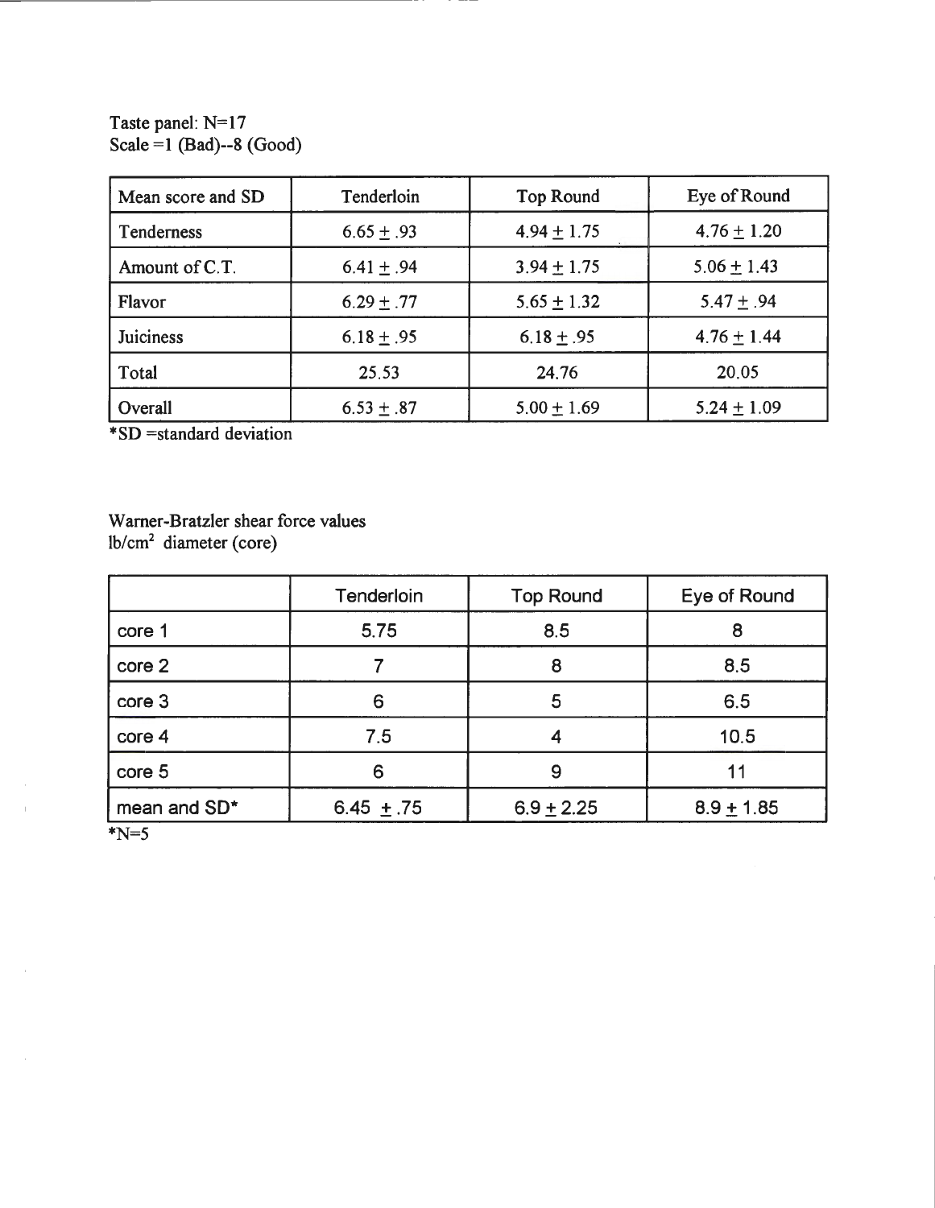Taste panel: N=17
Scale =1 (Bad)--8 (Good)

| Mean score and SD | Tenderloin | Top Round | Eye of Round |
|---|---|---|---|
| Tenderness | 6.65 ± .93 | 4.94 ± 1.75 | 4.76 ± 1.20 |
| Amount of C.T. | 6.41 ± .94 | 3.94 ± 1.75 | 5.06 ± 1.43 |
| Flavor | 6.29 ± .77 | 5.65 ± 1.32 | 5.47 ± .94 |
| Juiciness | 6.18 ± .95 | 6.18 ± .95 | 4.76 ± 1.44 |
| Total | 25.53 | 24.76 | 20.05 |
| Overall | 6.53 ± .87 | 5.00 ± 1.69 | 5.24 ± 1.09 |

*SD =standard deviation

Warner-Bratzler shear force values
$lb/cm^2$ diameter (core)

| | Tenderloin | Top Round | Eye of Round |
|---|---|---|---|
| core 1 | 5.75 | 8.5 | 8 |
| core 2 | 7 | 8 | 8.5 |
| core 3 | 6 | 5 | 6.5 |
| core 4 | 7.5 | 4 | 10.5 |
| core 5 | 6 | 9 | 11 |
| mean and SD* | 6.45 ± .75 | 6.9 ± 2.25 | 8.9 ± 1.85 |

*N=5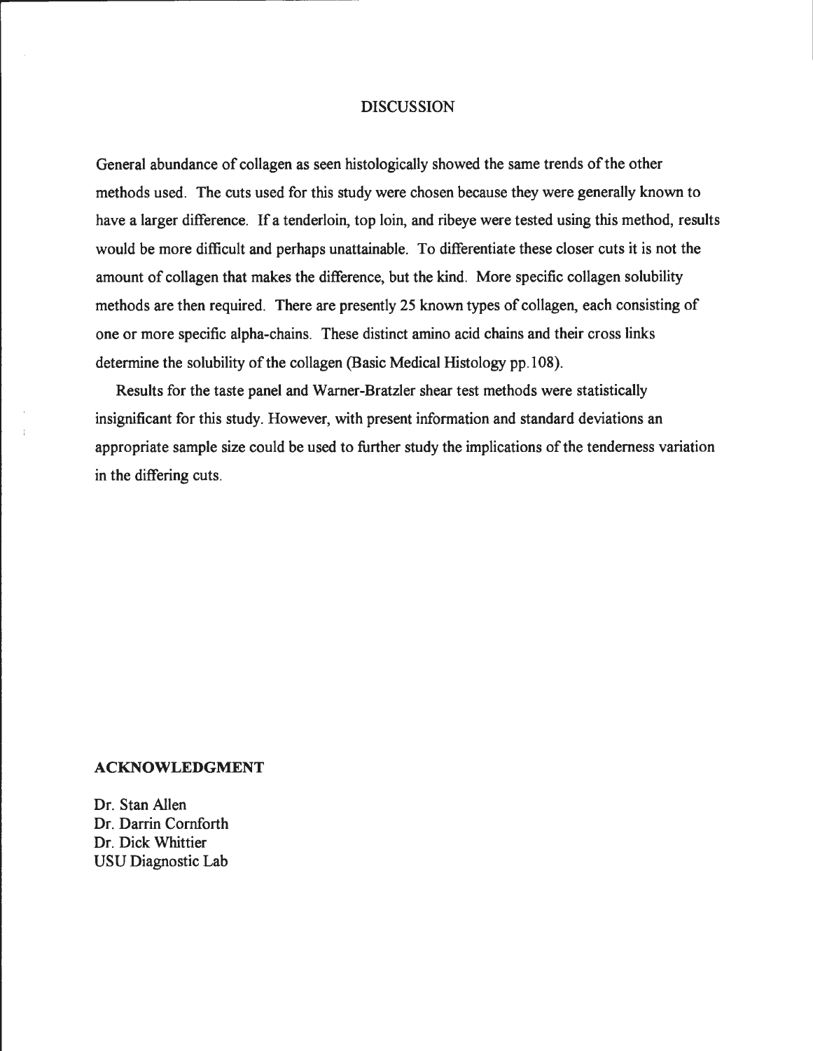## DISCUSSION

General abundance of collagen as seen histologically showed the same trends of the other methods used. The cuts used for this study were chosen because they were generally known to have a larger difference. If a tenderloin, top loin, and ribeye were tested using this method, results would be more difficult and perhaps unattainable. To differentiate these closer cuts it is not the amount of collagen that makes the difference, but the kind. More specific collagen solubility methods are then required. There are presently 25 known types of collagen, each consisting of one or more specific alpha-chains. These distinct amino acid chains and their cross links determine the solubility of the collagen (Basic Medical Histology pp.108).

Results for the taste panel and Warner-Bratzler shear test methods were statistically insignificant for this study. However, with present information and standard deviations an appropriate sample size could be used to further study the implications of the tenderness variation in the differing cuts.

## ACKNOWLEDGMENT

Dr. Stan Allen
Dr. Darrin Cornforth
Dr. Dick Whittier
USU Diagnostic Lab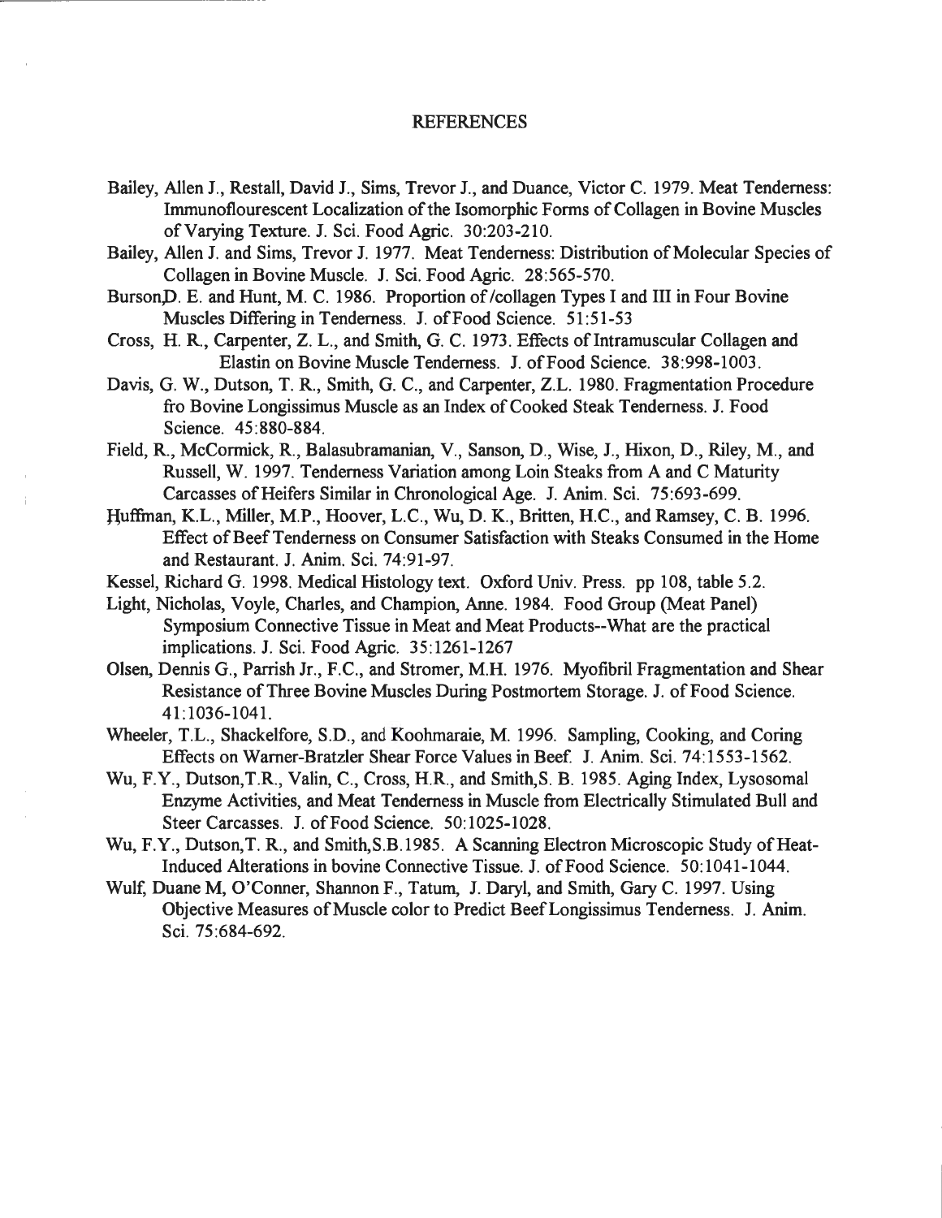# REFERENCES

Bailey, Allen J., Restall, David J., Sims, Trevor J., and Duance, Victor C. 1979. Meat Tenderness: Immunoflourescent Localization of the Isomorphic Forms of Collagen in Bovine Muscles of Varying Texture. J. Sci. Food Agric. 30:203-210.

Bailey, Allen J. and Sims, Trevor J. 1977. Meat Tenderness: Distribution of Molecular Species of Collagen in Bovine Muscle. J. Sci. Food Agric. 28:565-570.

Burson,D. E. and Hunt, M. C. 1986. Proportion of /collagen Types I and III in Four Bovine Muscles Differing in Tenderness. J. of Food Science. 51:51-53

Cross, H. R., Carpenter, Z. L., and Smith, G. C. 1973. Effects of Intramuscular Collagen and Elastin on Bovine Muscle Tenderness. J. of Food Science. 38:998-1003.

Davis, G. W., Dutson, T. R., Smith, G. C., and Carpenter, Z.L. 1980. Fragmentation Procedure fro Bovine Longissimus Muscle as an Index of Cooked Steak Tenderness. J. Food Science. 45:880-884.

Field, R., McCormick, R., Balasubramanian, V., Sanson, D., Wise, J., Hixon, D., Riley, M., and Russell, W. 1997. Tenderness Variation among Loin Steaks from A and C Maturity Carcasses of Heifers Similar in Chronological Age. J. Anim. Sci. 75:693-699.

Huffman, K.L., Miller, M.P., Hoover, L.C., Wu, D. K., Britten, H.C., and Ramsey, C. B. 1996. Effect of Beef Tenderness on Consumer Satisfaction with Steaks Consumed in the Home and Restaurant. J. Anim. Sci. 74:91-97.

Kessel, Richard G. 1998. Medical Histology text. Oxford Univ. Press. pp 108, table 5.2.

Light, Nicholas, Voyle, Charles, and Champion, Anne. 1984. Food Group (Meat Panel) Symposium Connective Tissue in Meat and Meat Products--What are the practical implications. J. Sci. Food Agric. 35:1261-1267

Olsen, Dennis G., Parrish Jr., F.C., and Stromer, M.H. 1976. Myofibril Fragmentation and Shear Resistance of Three Bovine Muscles During Postmortem Storage. J. of Food Science. 41:1036-1041.

Wheeler, T.L., Shackelfore, S.D., and Koohmaraie, M. 1996. Sampling, Cooking, and Coring Effects on Warner-Bratzler Shear Force Values in Beef. J. Anim. Sci. 74:1553-1562.

Wu, F.Y., Dutson,T.R., Valin, C., Cross, H.R., and Smith,S. B. 1985. Aging Index, Lysosomal Enzyme Activities, and Meat Tenderness in Muscle from Electrically Stimulated Bull and Steer Carcasses. J. of Food Science. 50:1025-1028.

Wu, F.Y., Dutson,T. R., and Smith,S.B.1985. A Scanning Electron Microscopic Study of Heat-Induced Alterations in bovine Connective Tissue. J. of Food Science. 50:1041-1044.

Wulf, Duane M, O'Conner, Shannon F., Tatum, J. Daryl, and Smith, Gary C. 1997. Using Objective Measures of Muscle color to Predict Beef Longissimus Tenderness. J. Anim. Sci. 75:684-692.